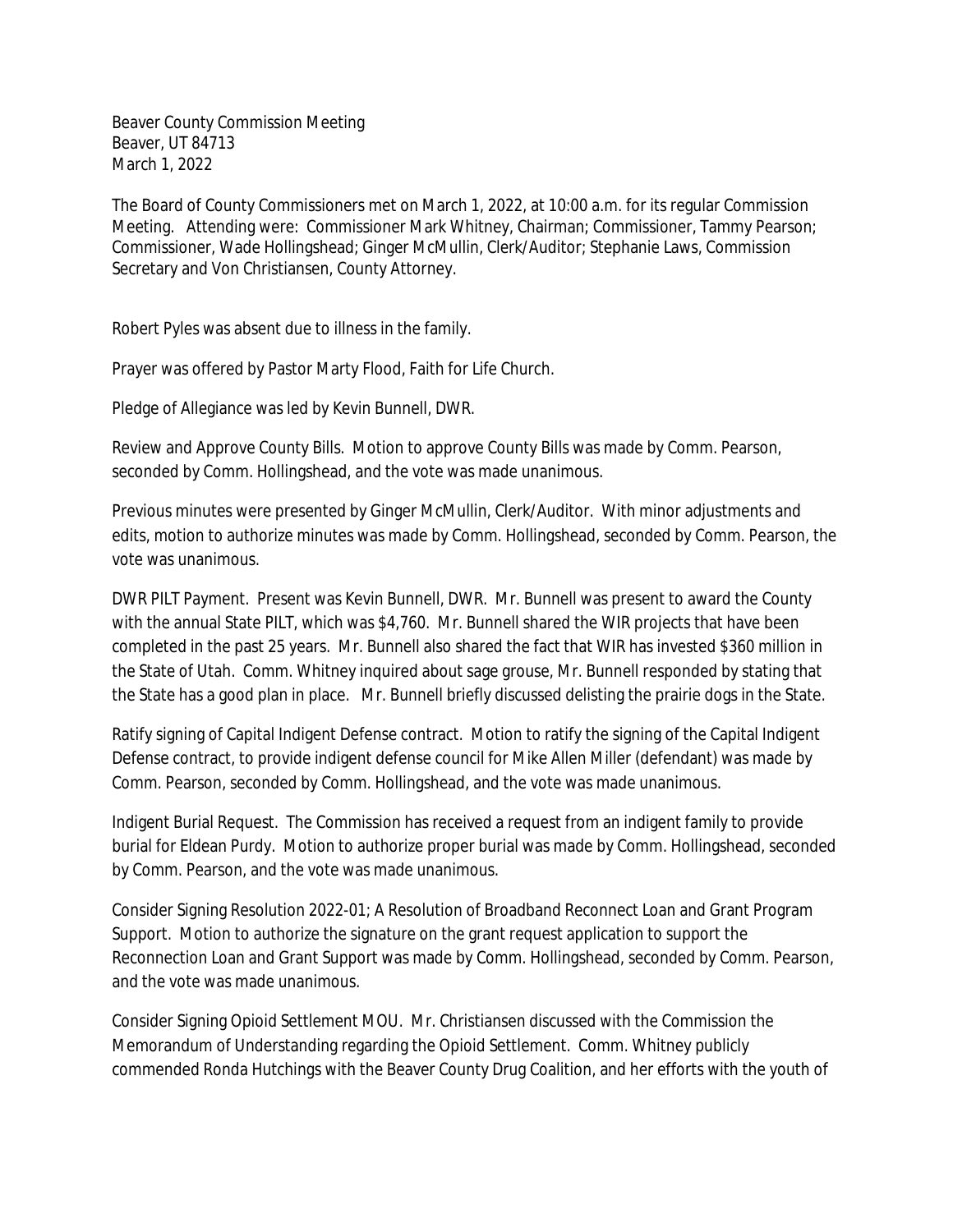Beaver County Commission Meeting
Beaver, UT 84713
March 1, 2022

The Board of County Commissioners met on March 1, 2022, at 10:00 a.m. for its regular Commission Meeting. Attending were: Commissioner Mark Whitney, Chairman; Commissioner, Tammy Pearson; Commissioner, Wade Hollingshead; Ginger McMullin, Clerk/Auditor; Stephanie Laws, Commission Secretary and Von Christiansen, County Attorney.

Robert Pyles was absent due to illness in the family.

Prayer was offered by Pastor Marty Flood, Faith for Life Church.

Pledge of Allegiance was led by Kevin Bunnell, DWR.

Review and Approve County Bills. Motion to approve County Bills was made by Comm. Pearson, seconded by Comm. Hollingshead, and the vote was made unanimous.

Previous minutes were presented by Ginger McMullin, Clerk/Auditor. With minor adjustments and edits, motion to authorize minutes was made by Comm. Hollingshead, seconded by Comm. Pearson, the vote was unanimous.

DWR PILT Payment. Present was Kevin Bunnell, DWR. Mr. Bunnell was present to award the County with the annual State PILT, which was $4,760. Mr. Bunnell shared the WIR projects that have been completed in the past 25 years. Mr. Bunnell also shared the fact that WIR has invested $360 million in the State of Utah. Comm. Whitney inquired about sage grouse, Mr. Bunnell responded by stating that the State has a good plan in place. Mr. Bunnell briefly discussed delisting the prairie dogs in the State.

Ratify signing of Capital Indigent Defense contract. Motion to ratify the signing of the Capital Indigent Defense contract, to provide indigent defense council for Mike Allen Miller (defendant) was made by Comm. Pearson, seconded by Comm. Hollingshead, and the vote was made unanimous.

Indigent Burial Request. The Commission has received a request from an indigent family to provide burial for Eldean Purdy. Motion to authorize proper burial was made by Comm. Hollingshead, seconded by Comm. Pearson, and the vote was made unanimous.

Consider Signing Resolution 2022-01; A Resolution of Broadband Reconnect Loan and Grant Program Support. Motion to authorize the signature on the grant request application to support the Reconnection Loan and Grant Support was made by Comm. Hollingshead, seconded by Comm. Pearson, and the vote was made unanimous.

Consider Signing Opioid Settlement MOU. Mr. Christiansen discussed with the Commission the Memorandum of Understanding regarding the Opioid Settlement. Comm. Whitney publicly commended Ronda Hutchings with the Beaver County Drug Coalition, and her efforts with the youth of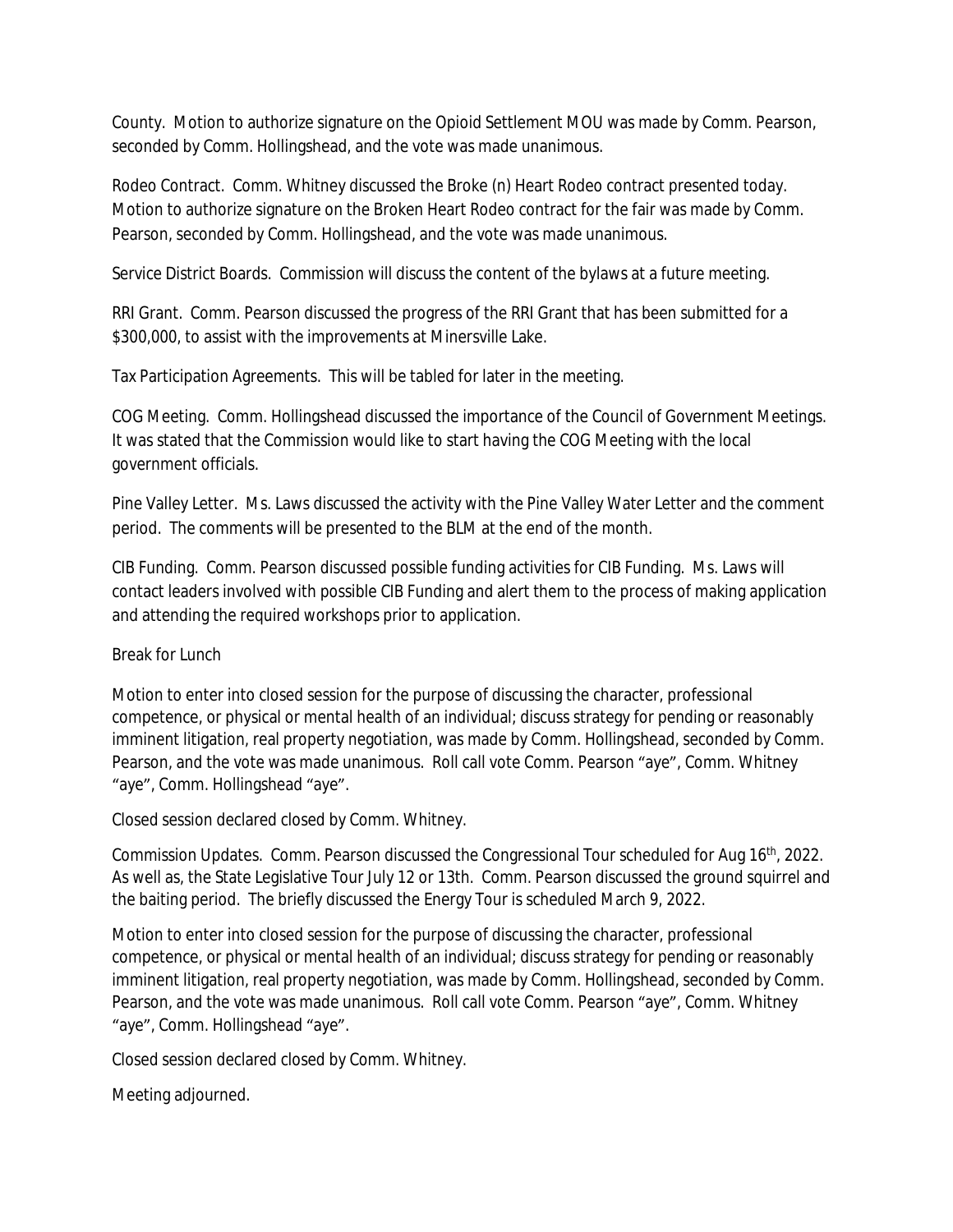County. Motion to authorize signature on the Opioid Settlement MOU was made by Comm. Pearson, seconded by Comm. Hollingshead, and the vote was made unanimous.

Rodeo Contract. Comm. Whitney discussed the Broke (n) Heart Rodeo contract presented today. Motion to authorize signature on the Broken Heart Rodeo contract for the fair was made by Comm. Pearson, seconded by Comm. Hollingshead, and the vote was made unanimous.

Service District Boards. Commission will discuss the content of the bylaws at a future meeting.

RRI Grant. Comm. Pearson discussed the progress of the RRI Grant that has been submitted for a $300,000, to assist with the improvements at Minersville Lake.

Tax Participation Agreements. This will be tabled for later in the meeting.

COG Meeting. Comm. Hollingshead discussed the importance of the Council of Government Meetings. It was stated that the Commission would like to start having the COG Meeting with the local government officials.

Pine Valley Letter. Ms. Laws discussed the activity with the Pine Valley Water Letter and the comment period. The comments will be presented to the BLM at the end of the month.

CIB Funding. Comm. Pearson discussed possible funding activities for CIB Funding. Ms. Laws will contact leaders involved with possible CIB Funding and alert them to the process of making application and attending the required workshops prior to application.

Break for Lunch

Motion to enter into closed session for the purpose of discussing the character, professional competence, or physical or mental health of an individual; discuss strategy for pending or reasonably imminent litigation, real property negotiation, was made by Comm. Hollingshead, seconded by Comm. Pearson, and the vote was made unanimous. Roll call vote Comm. Pearson "aye", Comm. Whitney "aye", Comm. Hollingshead "aye".

Closed session declared closed by Comm. Whitney.

Commission Updates. Comm. Pearson discussed the Congressional Tour scheduled for Aug 16th, 2022. As well as, the State Legislative Tour July 12 or 13th. Comm. Pearson discussed the ground squirrel and the baiting period. The briefly discussed the Energy Tour is scheduled March 9, 2022.

Motion to enter into closed session for the purpose of discussing the character, professional competence, or physical or mental health of an individual; discuss strategy for pending or reasonably imminent litigation, real property negotiation, was made by Comm. Hollingshead, seconded by Comm. Pearson, and the vote was made unanimous. Roll call vote Comm. Pearson "aye", Comm. Whitney "aye", Comm. Hollingshead "aye".

Closed session declared closed by Comm. Whitney.

Meeting adjourned.